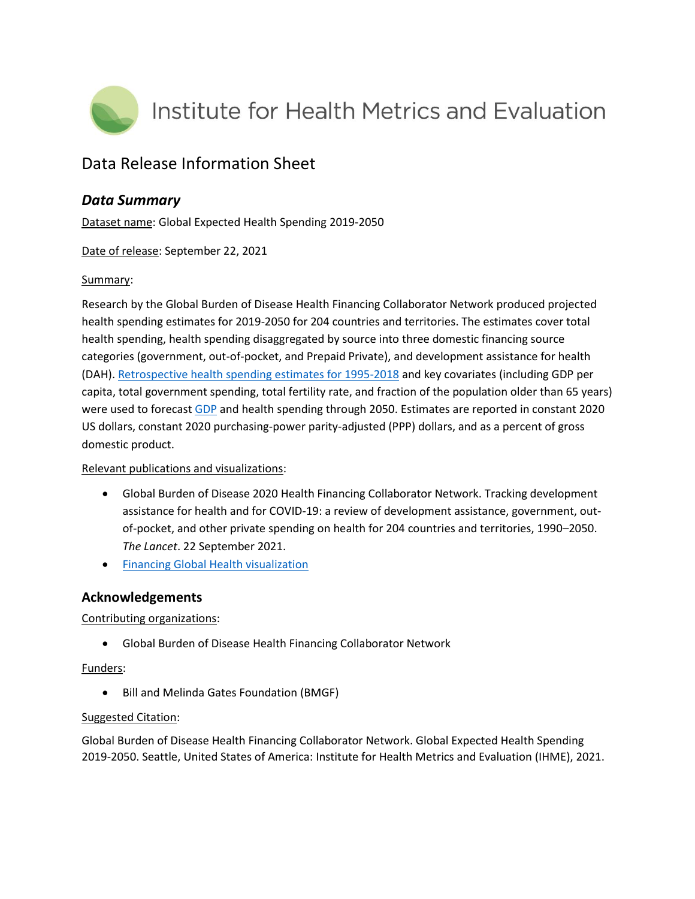# Institute for Health Metrics and Evaluation

## Data Release Information Sheet

### *Data Summary*

Dataset name: Global Expected Health Spending 2019-2050

Date of release: September 22, 2021

Summary:

Research by the Global Burden of Disease Health Financing Collaborator Network produced projected health spending estimates for 2019-2050 for 204 countries and territories. The estimates cover total health spending, health spending disaggregated by source into three domestic financing source categories (government, out-of-pocket, and Prepaid Private), and development assistance for health (DAH). Retrospective health spending estimates for 1995-2018 and key covariates (including GDP per capita, total government spending, total fertility rate, and fraction of the population older than 65 years) were used to forecast GDP and health spending through 2050. Estimates are reported in constant 2020 US dollars, constant 2020 purchasing-power parity-adjusted (PPP) dollars, and as a percent of gross domestic product.

Relevant publications and visualizations:

- Global Burden of Disease 2020 Health Financing Collaborator Network. Tracking development assistance for health and for COVID-19: a review of development assistance, government, out-of-pocket, and other private spending on health for 204 countries and territories, 1990–2050. *The Lancet*. 22 September 2021.
- Financing Global Health visualization

### Acknowledgements

Contributing organizations:

- Global Burden of Disease Health Financing Collaborator Network

Funders:

- Bill and Melinda Gates Foundation (BMGF)

Suggested Citation:

Global Burden of Disease Health Financing Collaborator Network. Global Expected Health Spending 2019-2050. Seattle, United States of America: Institute for Health Metrics and Evaluation (IHME), 2021.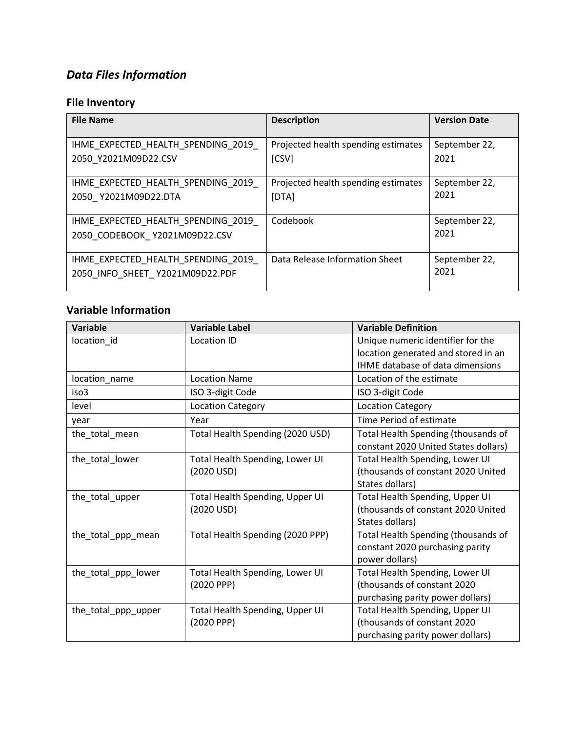## *Data Files Information*

### File Inventory

| File Name | Description | Version Date |
|---|---|---|
| IHME_EXPECTED_HEALTH_SPENDING_2019_2050_Y2021M09D22.CSV | Projected health spending estimates [CSV] | September 22, 2021 |
| IHME_EXPECTED_HEALTH_SPENDING_2019_2050_ Y2021M09D22.DTA | Projected health spending estimates [DTA] | September 22, 2021 |
| IHME_EXPECTED_HEALTH_SPENDING_2019_2050_CODEBOOK_ Y2021M09D22.CSV | Codebook | September 22, 2021 |
| IHME_EXPECTED_HEALTH_SPENDING_2019_2050_INFO_SHEET_ Y2021M09D22.PDF | Data Release Information Sheet | September 22, 2021 |

### Variable Information

| Variable | Variable Label | Variable Definition |
|---|---|---|
| location_id | Location ID | Unique numeric identifier for the location generated and stored in an IHME database of data dimensions |
| location_name | Location Name | Location of the estimate |
| iso3 | ISO 3-digit Code | ISO 3-digit Code |
| level | Location Category | Location Category |
| year | Year | Time Period of estimate |
| the_total_mean | Total Health Spending (2020 USD) | Total Health Spending (thousands of constant 2020 United States dollars) |
| the_total_lower | Total Health Spending, Lower UI (2020 USD) | Total Health Spending, Lower UI (thousands of constant 2020 United States dollars) |
| the_total_upper | Total Health Spending, Upper UI (2020 USD) | Total Health Spending, Upper UI (thousands of constant 2020 United States dollars) |
| the_total_ppp_mean | Total Health Spending (2020 PPP) | Total Health Spending (thousands of constant 2020 purchasing parity power dollars) |
| the_total_ppp_lower | Total Health Spending, Lower UI (2020 PPP) | Total Health Spending, Lower UI (thousands of constant 2020 purchasing parity power dollars) |
| the_total_ppp_upper | Total Health Spending, Upper UI (2020 PPP) | Total Health Spending, Upper UI (thousands of constant 2020 purchasing parity power dollars) |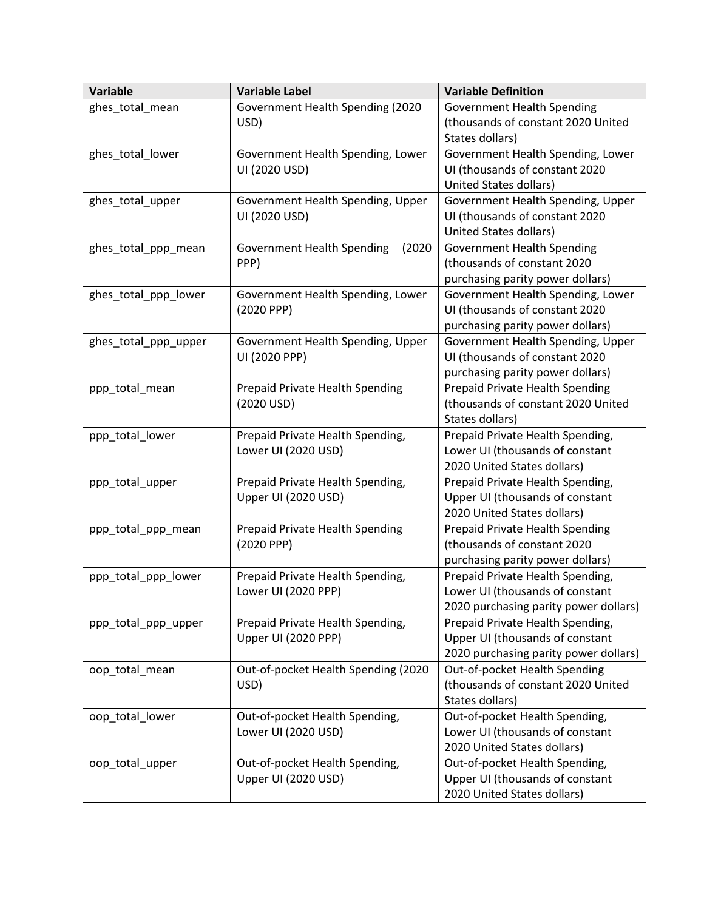| Variable | Variable Label | Variable Definition |
|---|---|---|
| ghes_total_mean | Government Health Spending (2020 USD) | Government Health Spending (thousands of constant 2020 United States dollars) |
| ghes_total_lower | Government Health Spending, Lower UI (2020 USD) | Government Health Spending, Lower UI (thousands of constant 2020 United States dollars) |
| ghes_total_upper | Government Health Spending, Upper UI (2020 USD) | Government Health Spending, Upper UI (thousands of constant 2020 United States dollars) |
| ghes_total_ppp_mean | Government Health Spending (2020 PPP) | Government Health Spending (thousands of constant 2020 purchasing parity power dollars) |
| ghes_total_ppp_lower | Government Health Spending, Lower (2020 PPP) | Government Health Spending, Lower UI (thousands of constant 2020 purchasing parity power dollars) |
| ghes_total_ppp_upper | Government Health Spending, Upper UI (2020 PPP) | Government Health Spending, Upper UI (thousands of constant 2020 purchasing parity power dollars) |
| ppp_total_mean | Prepaid Private Health Spending (2020 USD) | Prepaid Private Health Spending (thousands of constant 2020 United States dollars) |
| ppp_total_lower | Prepaid Private Health Spending, Lower UI (2020 USD) | Prepaid Private Health Spending, Lower UI (thousands of constant 2020 United States dollars) |
| ppp_total_upper | Prepaid Private Health Spending, Upper UI (2020 USD) | Prepaid Private Health Spending, Upper UI (thousands of constant 2020 United States dollars) |
| ppp_total_ppp_mean | Prepaid Private Health Spending (2020 PPP) | Prepaid Private Health Spending (thousands of constant 2020 purchasing parity power dollars) |
| ppp_total_ppp_lower | Prepaid Private Health Spending, Lower UI (2020 PPP) | Prepaid Private Health Spending, Lower UI (thousands of constant 2020 purchasing parity power dollars) |
| ppp_total_ppp_upper | Prepaid Private Health Spending, Upper UI (2020 PPP) | Prepaid Private Health Spending, Upper UI (thousands of constant 2020 purchasing parity power dollars) |
| oop_total_mean | Out-of-pocket Health Spending (2020 USD) | Out-of-pocket Health Spending (thousands of constant 2020 United States dollars) |
| oop_total_lower | Out-of-pocket Health Spending, Lower UI (2020 USD) | Out-of-pocket Health Spending, Lower UI (thousands of constant 2020 United States dollars) |
| oop_total_upper | Out-of-pocket Health Spending, Upper UI (2020 USD) | Out-of-pocket Health Spending, Upper UI (thousands of constant 2020 United States dollars) |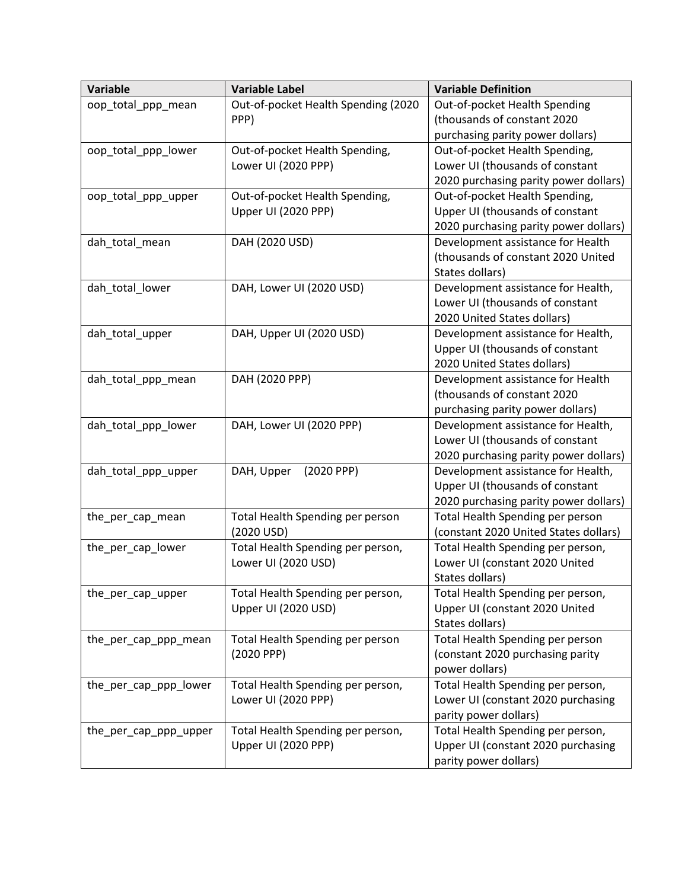| Variable | Variable Label | Variable Definition |
|---|---|---|
| oop_total_ppp_mean | Out-of-pocket Health Spending (2020 PPP) | Out-of-pocket Health Spending (thousands of constant 2020 purchasing parity power dollars) |
| oop_total_ppp_lower | Out-of-pocket Health Spending, Lower UI (2020 PPP) | Out-of-pocket Health Spending, Lower UI (thousands of constant 2020 purchasing parity power dollars) |
| oop_total_ppp_upper | Out-of-pocket Health Spending, Upper UI (2020 PPP) | Out-of-pocket Health Spending, Upper UI (thousands of constant 2020 purchasing parity power dollars) |
| dah_total_mean | DAH (2020 USD) | Development assistance for Health (thousands of constant 2020 United States dollars) |
| dah_total_lower | DAH, Lower UI (2020 USD) | Development assistance for Health, Lower UI (thousands of constant 2020 United States dollars) |
| dah_total_upper | DAH, Upper UI (2020 USD) | Development assistance for Health, Upper UI (thousands of constant 2020 United States dollars) |
| dah_total_ppp_mean | DAH (2020 PPP) | Development assistance for Health (thousands of constant 2020 purchasing parity power dollars) |
| dah_total_ppp_lower | DAH, Lower UI (2020 PPP) | Development assistance for Health, Lower UI (thousands of constant 2020 purchasing parity power dollars) |
| dah_total_ppp_upper | DAH, Upper (2020 PPP) | Development assistance for Health, Upper UI (thousands of constant 2020 purchasing parity power dollars) |
| the_per_cap_mean | Total Health Spending per person (2020 USD) | Total Health Spending per person (constant 2020 United States dollars) |
| the_per_cap_lower | Total Health Spending per person, Lower UI (2020 USD) | Total Health Spending per person, Lower UI (constant 2020 United States dollars) |
| the_per_cap_upper | Total Health Spending per person, Upper UI (2020 USD) | Total Health Spending per person, Upper UI (constant 2020 United States dollars) |
| the_per_cap_ppp_mean | Total Health Spending per person (2020 PPP) | Total Health Spending per person (constant 2020 purchasing parity power dollars) |
| the_per_cap_ppp_lower | Total Health Spending per person, Lower UI (2020 PPP) | Total Health Spending per person, Lower UI (constant 2020 purchasing parity power dollars) |
| the_per_cap_ppp_upper | Total Health Spending per person, Upper UI (2020 PPP) | Total Health Spending per person, Upper UI (constant 2020 purchasing parity power dollars) |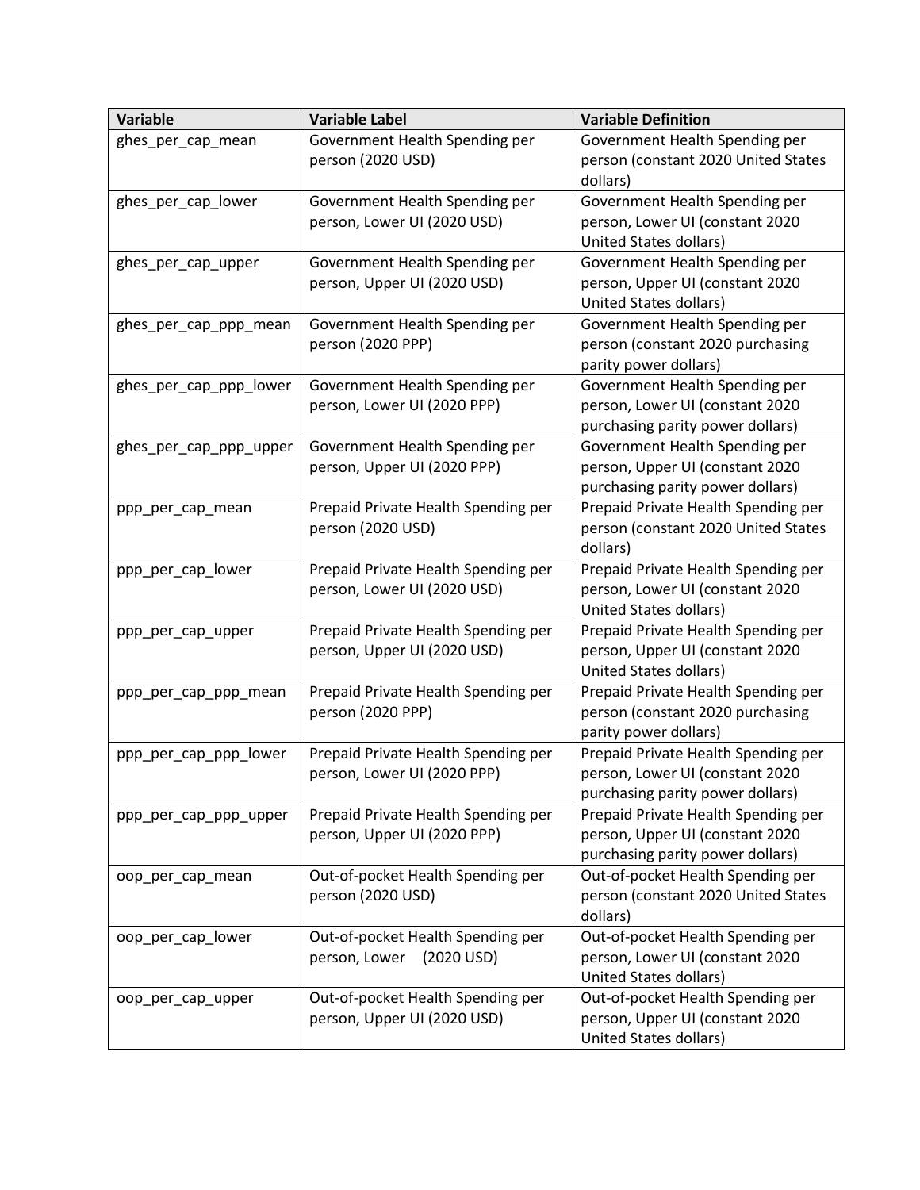| Variable | Variable Label | Variable Definition |
| --- | --- | --- |
| ghes_per_cap_mean | Government Health Spending per person (2020 USD) | Government Health Spending per person (constant 2020 United States dollars) |
| ghes_per_cap_lower | Government Health Spending per person, Lower UI (2020 USD) | Government Health Spending per person, Lower UI (constant 2020 United States dollars) |
| ghes_per_cap_upper | Government Health Spending per person, Upper UI (2020 USD) | Government Health Spending per person, Upper UI (constant 2020 United States dollars) |
| ghes_per_cap_ppp_mean | Government Health Spending per person (2020 PPP) | Government Health Spending per person (constant 2020 purchasing parity power dollars) |
| ghes_per_cap_ppp_lower | Government Health Spending per person, Lower UI (2020 PPP) | Government Health Spending per person, Lower UI (constant 2020 purchasing parity power dollars) |
| ghes_per_cap_ppp_upper | Government Health Spending per person, Upper UI (2020 PPP) | Government Health Spending per person, Upper UI (constant 2020 purchasing parity power dollars) |
| ppp_per_cap_mean | Prepaid Private Health Spending per person (2020 USD) | Prepaid Private Health Spending per person (constant 2020 United States dollars) |
| ppp_per_cap_lower | Prepaid Private Health Spending per person, Lower UI (2020 USD) | Prepaid Private Health Spending per person, Lower UI (constant 2020 United States dollars) |
| ppp_per_cap_upper | Prepaid Private Health Spending per person, Upper UI (2020 USD) | Prepaid Private Health Spending per person, Upper UI (constant 2020 United States dollars) |
| ppp_per_cap_ppp_mean | Prepaid Private Health Spending per person (2020 PPP) | Prepaid Private Health Spending per person (constant 2020 purchasing parity power dollars) |
| ppp_per_cap_ppp_lower | Prepaid Private Health Spending per person, Lower UI (2020 PPP) | Prepaid Private Health Spending per person, Lower UI (constant 2020 purchasing parity power dollars) |
| ppp_per_cap_ppp_upper | Prepaid Private Health Spending per person, Upper UI (2020 PPP) | Prepaid Private Health Spending per person, Upper UI (constant 2020 purchasing parity power dollars) |
| oop_per_cap_mean | Out-of-pocket Health Spending per person (2020 USD) | Out-of-pocket Health Spending per person (constant 2020 United States dollars) |
| oop_per_cap_lower | Out-of-pocket Health Spending per person, Lower (2020 USD) | Out-of-pocket Health Spending per person, Lower UI (constant 2020 United States dollars) |
| oop_per_cap_upper | Out-of-pocket Health Spending per person, Upper UI (2020 USD) | Out-of-pocket Health Spending per person, Upper UI (constant 2020 United States dollars) |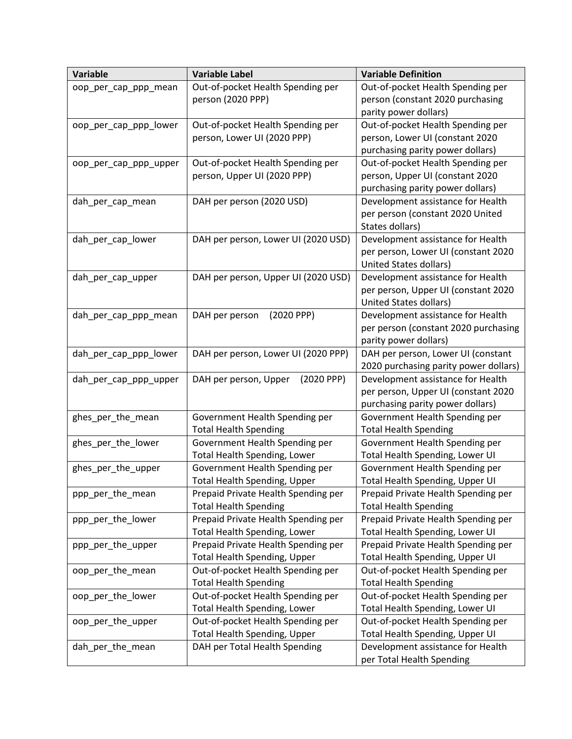| Variable | Variable Label | Variable Definition |
|---|---|---|
| oop_per_cap_ppp_mean | Out-of-pocket Health Spending per person (2020 PPP) | Out-of-pocket Health Spending per person (constant 2020 purchasing parity power dollars) |
| oop_per_cap_ppp_lower | Out-of-pocket Health Spending per person, Lower UI (2020 PPP) | Out-of-pocket Health Spending per person, Lower UI (constant 2020 purchasing parity power dollars) |
| oop_per_cap_ppp_upper | Out-of-pocket Health Spending per person, Upper UI (2020 PPP) | Out-of-pocket Health Spending per person, Upper UI (constant 2020 purchasing parity power dollars) |
| dah_per_cap_mean | DAH per person (2020 USD) | Development assistance for Health per person (constant 2020 United States dollars) |
| dah_per_cap_lower | DAH per person, Lower UI (2020 USD) | Development assistance for Health per person, Lower UI (constant 2020 United States dollars) |
| dah_per_cap_upper | DAH per person, Upper UI (2020 USD) | Development assistance for Health per person, Upper UI (constant 2020 United States dollars) |
| dah_per_cap_ppp_mean | DAH per person (2020 PPP) | Development assistance for Health per person (constant 2020 purchasing parity power dollars) |
| dah_per_cap_ppp_lower | DAH per person, Lower UI (2020 PPP) | DAH per person, Lower UI (constant 2020 purchasing parity power dollars) |
| dah_per_cap_ppp_upper | DAH per person, Upper (2020 PPP) | Development assistance for Health per person, Upper UI (constant 2020 purchasing parity power dollars) |
| ghes_per_the_mean | Government Health Spending per Total Health Spending | Government Health Spending per Total Health Spending |
| ghes_per_the_lower | Government Health Spending per Total Health Spending, Lower | Government Health Spending per Total Health Spending, Lower UI |
| ghes_per_the_upper | Government Health Spending per Total Health Spending, Upper | Government Health Spending per Total Health Spending, Upper UI |
| ppp_per_the_mean | Prepaid Private Health Spending per Total Health Spending | Prepaid Private Health Spending per Total Health Spending |
| ppp_per_the_lower | Prepaid Private Health Spending per Total Health Spending, Lower | Prepaid Private Health Spending per Total Health Spending, Lower UI |
| ppp_per_the_upper | Prepaid Private Health Spending per Total Health Spending, Upper | Prepaid Private Health Spending per Total Health Spending, Upper UI |
| oop_per_the_mean | Out-of-pocket Health Spending per Total Health Spending | Out-of-pocket Health Spending per Total Health Spending |
| oop_per_the_lower | Out-of-pocket Health Spending per Total Health Spending, Lower | Out-of-pocket Health Spending per Total Health Spending, Lower UI |
| oop_per_the_upper | Out-of-pocket Health Spending per Total Health Spending, Upper | Out-of-pocket Health Spending per Total Health Spending, Upper UI |
| dah_per_the_mean | DAH per Total Health Spending | Development assistance for Health per Total Health Spending |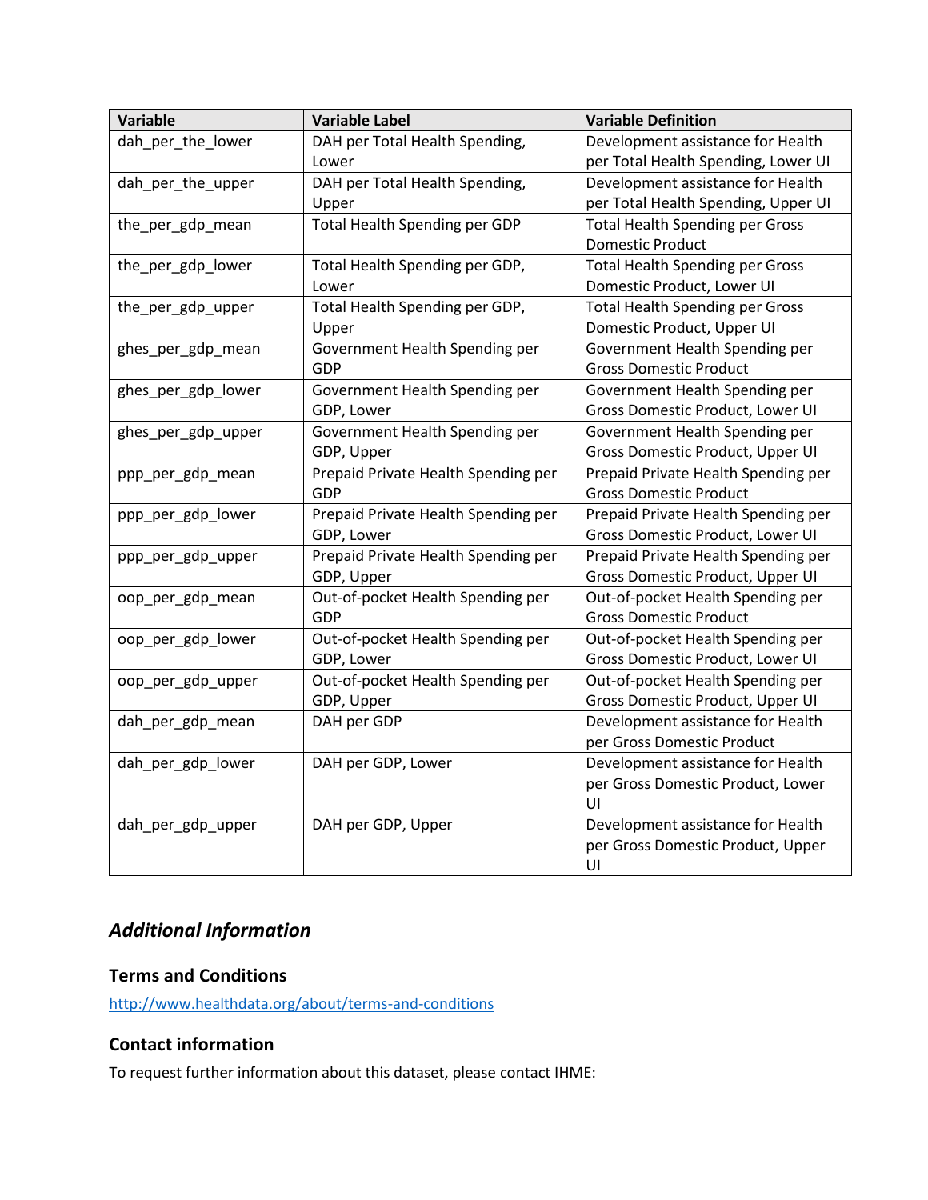| Variable | Variable Label | Variable Definition |
| --- | --- | --- |
| dah_per_the_lower | DAH per Total Health Spending, Lower | Development assistance for Health per Total Health Spending, Lower UI |
| dah_per_the_upper | DAH per Total Health Spending, Upper | Development assistance for Health per Total Health Spending, Upper UI |
| the_per_gdp_mean | Total Health Spending per GDP | Total Health Spending per Gross Domestic Product |
| the_per_gdp_lower | Total Health Spending per GDP, Lower | Total Health Spending per Gross Domestic Product, Lower UI |
| the_per_gdp_upper | Total Health Spending per GDP, Upper | Total Health Spending per Gross Domestic Product, Upper UI |
| ghes_per_gdp_mean | Government Health Spending per GDP | Government Health Spending per Gross Domestic Product |
| ghes_per_gdp_lower | Government Health Spending per GDP, Lower | Government Health Spending per Gross Domestic Product, Lower UI |
| ghes_per_gdp_upper | Government Health Spending per GDP, Upper | Government Health Spending per Gross Domestic Product, Upper UI |
| ppp_per_gdp_mean | Prepaid Private Health Spending per GDP | Prepaid Private Health Spending per Gross Domestic Product |
| ppp_per_gdp_lower | Prepaid Private Health Spending per GDP, Lower | Prepaid Private Health Spending per Gross Domestic Product, Lower UI |
| ppp_per_gdp_upper | Prepaid Private Health Spending per GDP, Upper | Prepaid Private Health Spending per Gross Domestic Product, Upper UI |
| oop_per_gdp_mean | Out-of-pocket Health Spending per GDP | Out-of-pocket Health Spending per Gross Domestic Product |
| oop_per_gdp_lower | Out-of-pocket Health Spending per GDP, Lower | Out-of-pocket Health Spending per Gross Domestic Product, Lower UI |
| oop_per_gdp_upper | Out-of-pocket Health Spending per GDP, Upper | Out-of-pocket Health Spending per Gross Domestic Product, Upper UI |
| dah_per_gdp_mean | DAH per GDP | Development assistance for Health per Gross Domestic Product |
| dah_per_gdp_lower | DAH per GDP, Lower | Development assistance for Health per Gross Domestic Product, Lower UI |
| dah_per_gdp_upper | DAH per GDP, Upper | Development assistance for Health per Gross Domestic Product, Upper UI |

## *Additional Information*

### Terms and Conditions

http://www.healthdata.org/about/terms-and-conditions

### Contact information

To request further information about this dataset, please contact IHME: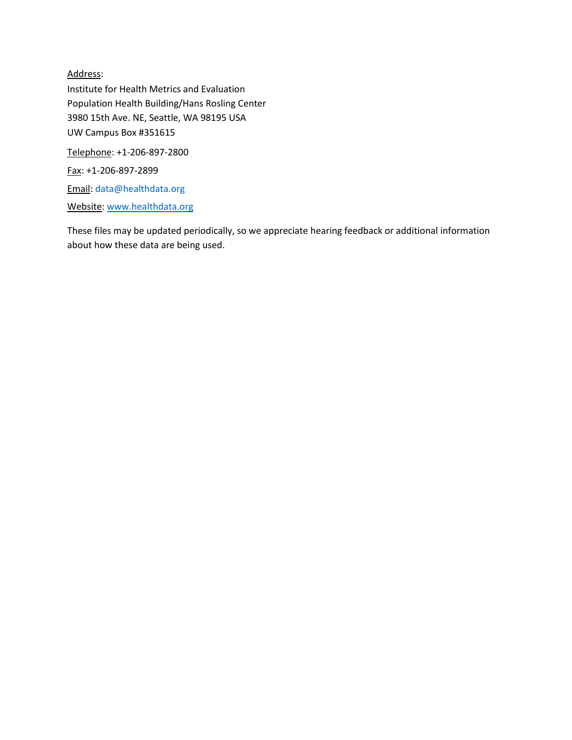Address:

Institute for Health Metrics and Evaluation
Population Health Building/Hans Rosling Center
3980 15th Ave. NE, Seattle, WA 98195 USA
UW Campus Box #351615

Telephone: +1-206-897-2800

Fax: +1-206-897-2899

Email: data@healthdata.org

Website: www.healthdata.org

These files may be updated periodically, so we appreciate hearing feedback or additional information about how these data are being used.